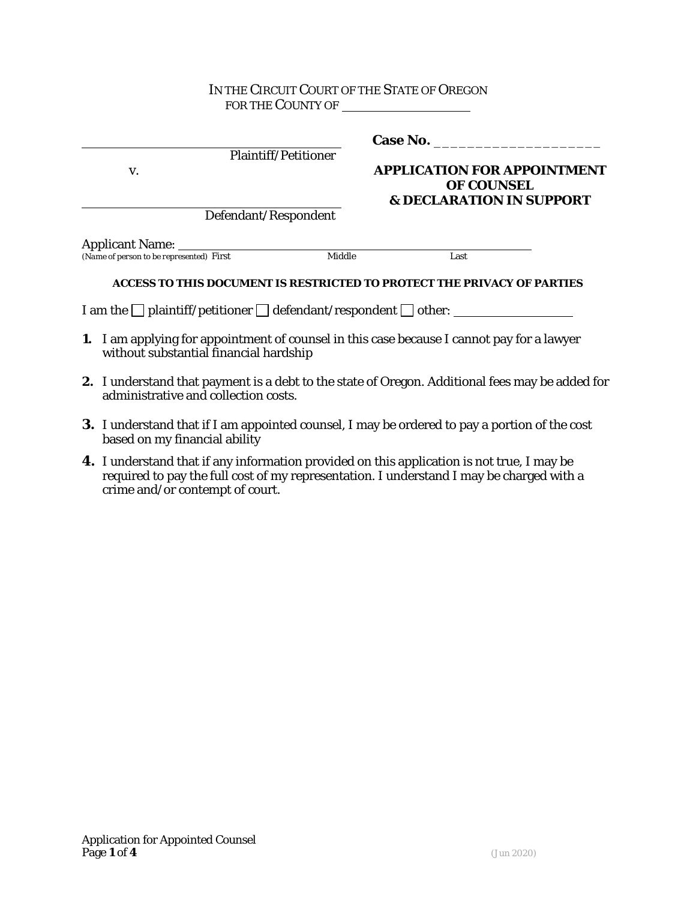IN THE CIRCUIT COURT OF THE STATE OF OREGON
FOR THE COUNTY OF ____________________

______________________________
Plaintiff/Petitioner

v.

______________________________
Defendant/Respondent

**Case No.** ____________________

## APPLICATION FOR APPOINTMENT OF COUNSEL & DECLARATION IN SUPPORT

Applicant Name: ______________________________________________
(Name of person to be represented) First Middle Last

**ACCESS TO THIS DOCUMENT IS RESTRICTED TO PROTECT THE PRIVACY OF PARTIES**

I am the ☐ plaintiff/petitioner ☐ defendant/respondent ☐ other: ________________

**1.** I am applying for appointment of counsel in this case because I cannot pay for a lawyer without substantial financial hardship

**2.** I understand that payment is a debt to the state of Oregon. Additional fees may be added for administrative and collection costs.

**3.** I understand that if I am appointed counsel, I may be ordered to pay a portion of the cost based on my financial ability

**4.** I understand that if any information provided on this application is not true, I may be required to pay the full cost of my representation. I understand I may be charged with a crime and/or contempt of court.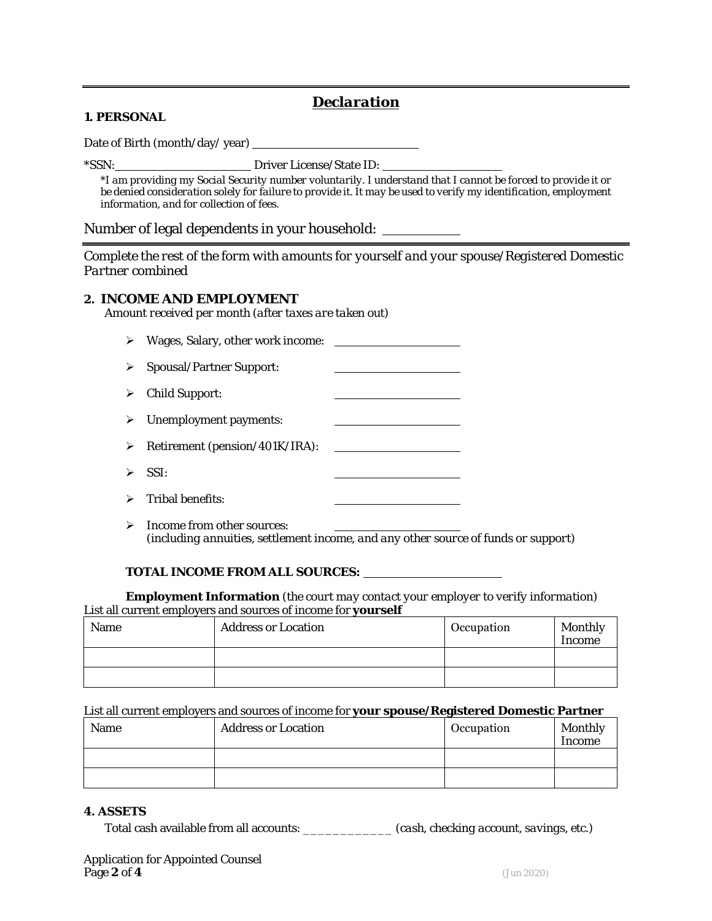## *Declaration*

**1. PERSONAL**

Date of Birth (month/day/ year) ____________________________

*SSN: ______________________ Driver License/State ID: ____________________

*I am providing my Social Security number voluntarily. I understand that I cannot be forced to provide it or be denied consideration solely for failure to provide it. It may be used to verify my identification, employment information, and for collection of fees.*

Number of legal dependents in your household: ____________

*Complete the rest of the form with amounts for yourself and your spouse/Registered Domestic Partner combined*

### 2. INCOME AND EMPLOYMENT

*Amount received per month (after taxes are taken out)*

- Wages, Salary, other work income: ____________________
- Spousal/Partner Support: ____________________
- Child Support: ____________________
- Unemployment payments: ____________________
- Retirement (pension/401K/IRA): ____________________
- SSI: ____________________
- Tribal benefits: ____________________
- Income from other sources: ____________________
  *(including annuities, settlement income, and any other source of funds or support)*

**TOTAL INCOME FROM ALL SOURCES:** ______________________

**Employment Information** *(the court may contact your employer to verify information)*

List all current employers and sources of income for **yourself**

| Name | Address or Location | Occupation | Monthly Income |
|---|---|---|---|
| | | | |
| | | | |

List all current employers and sources of income for **your spouse/Registered Domestic Partner**

| Name | Address or Location | Occupation | Monthly Income |
|---|---|---|---|
| | | | |
| | | | |

**4. ASSETS**

Total cash available from all accounts: _____________ *(cash, checking account, savings, etc.)*

Application for Appointed Counsel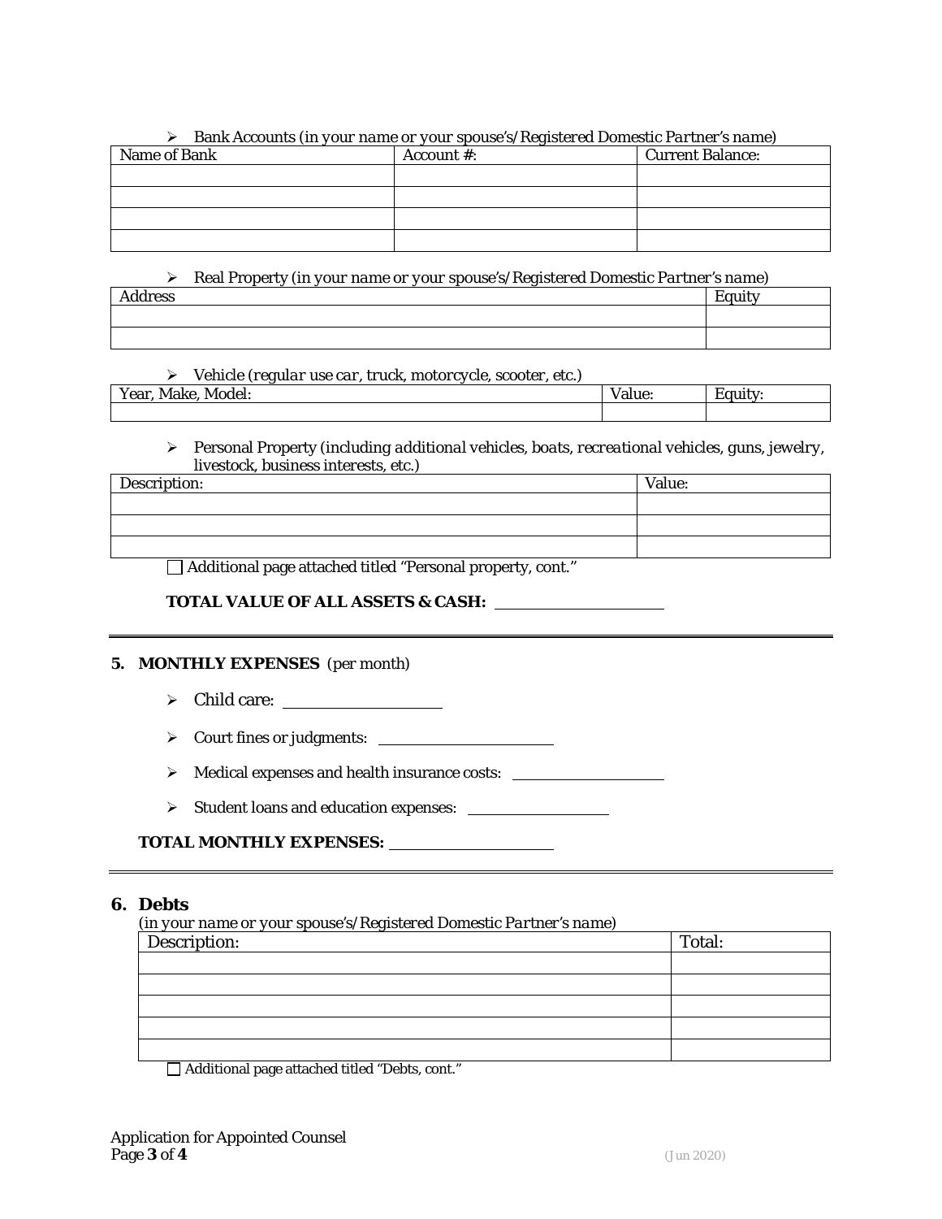- Bank Accounts *(in your name or your spouse's/Registered Domestic Partner's name)*

| Name of Bank | Account #: | Current Balance: |
|---|---|---|
| | | |
| | | |
| | | |
| | | |

- Real Property *(in your name or your spouse's/Registered Domestic Partner's name)*

| Address | Equity |
|---|---|
| | |
| | |

- Vehicle *(regular use car, truck, motorcycle, scooter, etc.)*

| Year, Make, Model: | Value: | Equity: |
|---|---|---|
| | | |

- Personal Property *(including additional vehicles, boats, recreational vehicles, guns, jewelry, livestock, business interests, etc.)*

| Description: | Value: |
|---|---|
| | |
| | |
| | |

☐ Additional page attached titled "Personal property, cont."

**TOTAL VALUE OF ALL ASSETS & CASH:** ____________________

---

**5. MONTHLY EXPENSES** (per month)

- Child care: ____________________
- Court fines or judgments: ____________________
- Medical expenses and health insurance costs: ____________________
- Student loans and education expenses: ____________________

**TOTAL MONTHLY EXPENSES:** ____________________

---

## 6. Debts

*(in your name or your spouse's/Registered Domestic Partner's name)*

| Description: | Total: |
|---|---|
| | |
| | |
| | |
| | |
| | |

☐ Additional page attached titled "Debts, cont."

Application for Appointed Counsel

(Jun 2020)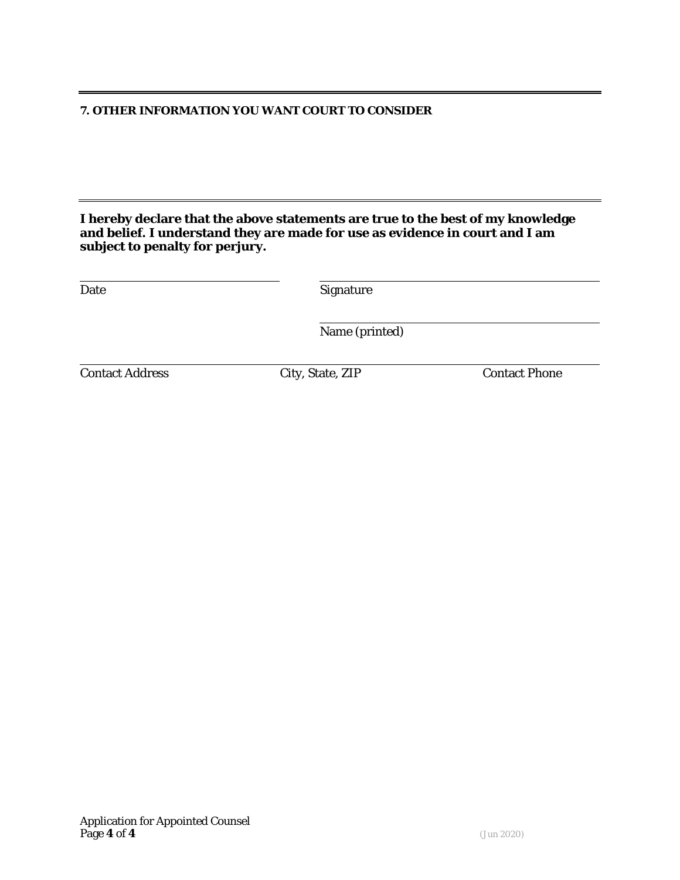---

**7. OTHER INFORMATION YOU WANT COURT TO CONSIDER**

---

**I hereby declare that the above statements are true to the best of my knowledge and belief. I understand they are made for use as evidence in court and I am subject to penalty for perjury.**

| | |
|---|---|
| Date | Signature |
| | Name (printed) |

| | | |
|---|---|---|
| Contact Address | City, State, ZIP | Contact Phone |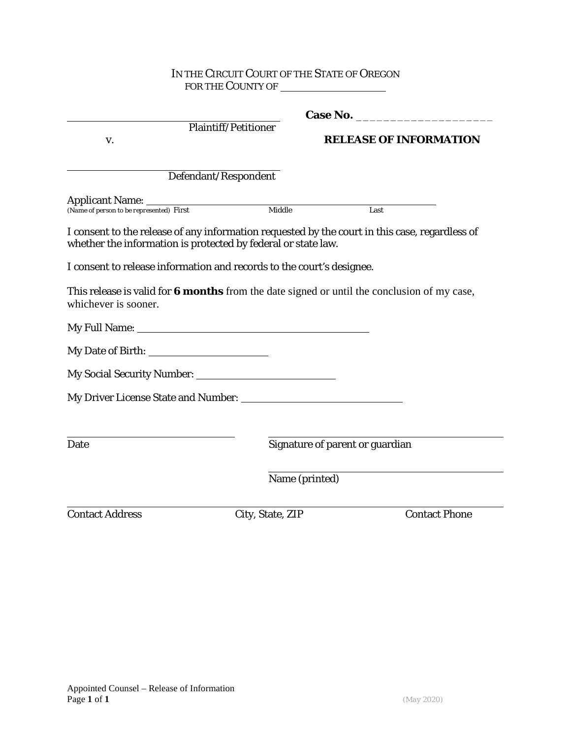IN THE CIRCUIT COURT OF THE STATE OF OREGON
FOR THE COUNTY OF ____________________

| | |
|---|---|
| ______________________________ Plaintiff/Petitioner | **Case No.** ____________________ |
| v. | **RELEASE OF INFORMATION** |
| ______________________________ Defendant/Respondent | |

Applicant Name: ________________________________________________
*(Name of person to be represented)* First Middle Last

I consent to the release of any information requested by the court in this case, regardless of whether the information is protected by federal or state law.

I consent to release information and records to the court's designee.

This release is valid for **6 months** from the date signed or until the conclusion of my case, whichever is sooner.

My Full Name: ________________________________

My Date of Birth: ____________________

My Social Security Number: ______________________

My Driver License State and Number: __________________________

______________________ Date

______________________________ Signature of parent or guardian

______________________________ Name (printed)

______________________________________________________________
Contact Address City, State, ZIP Contact Phone

Appointed Counsel – Release of Information

(May 2020)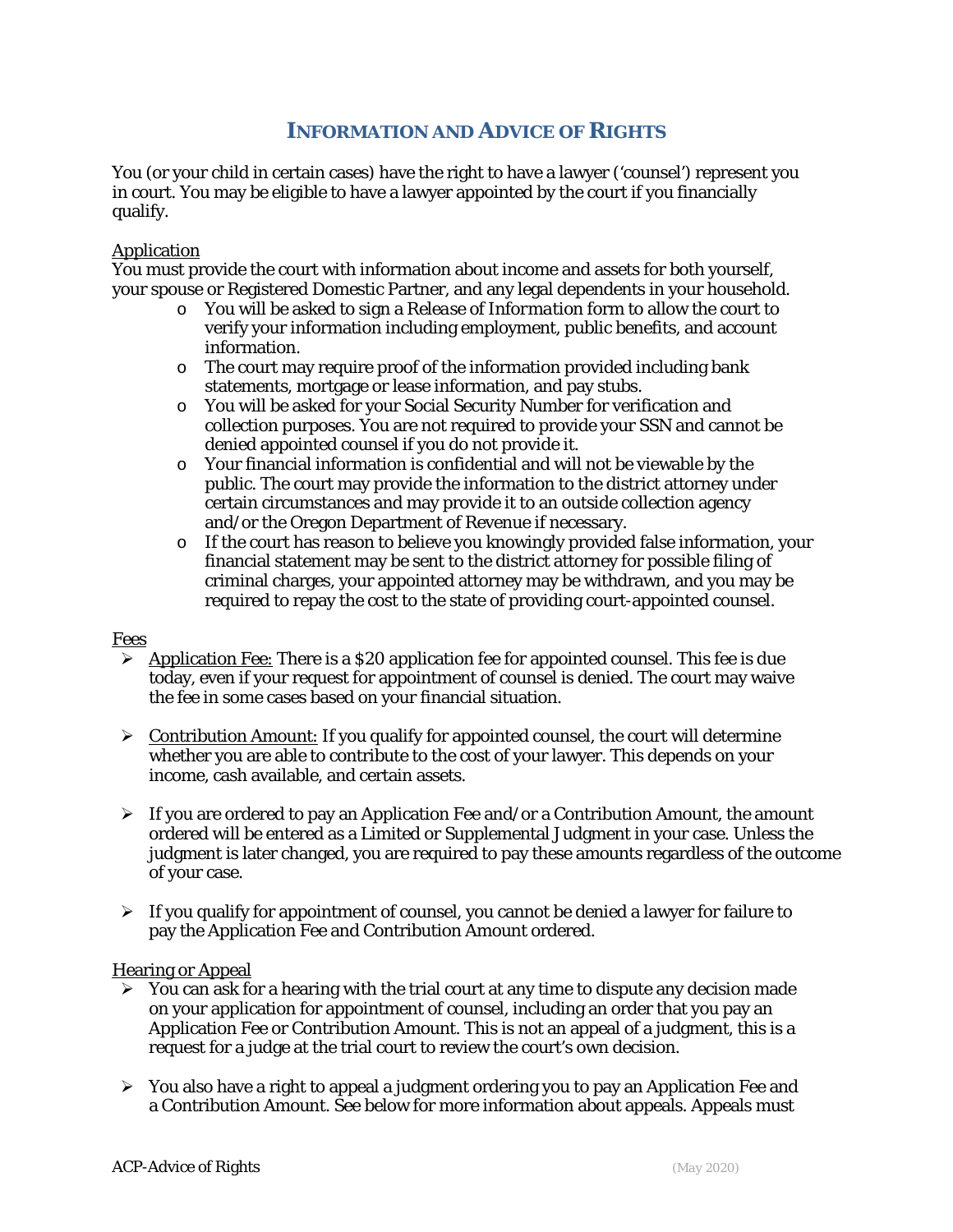# INFORMATION AND ADVICE OF RIGHTS

You (or your child in certain cases) have the right to have a lawyer ('counsel') represent you in court. You may be eligible to have a lawyer appointed by the court if you financially qualify.

<u>Application</u>

You must provide the court with information about income and assets for both yourself, your spouse or Registered Domestic Partner, and any legal dependents in your household.

- You will be asked to sign a *Release of Information* form to allow the court to verify your information including employment, public benefits, and account information.
- The court may require proof of the information provided including bank statements, mortgage or lease information, and pay stubs.
- You will be asked for your Social Security Number for verification and collection purposes. You are not required to provide your SSN and cannot be denied appointed counsel if you do not provide it.
- Your financial information is confidential and will not be viewable by the public. The court may provide the information to the district attorney under certain circumstances and may provide it to an outside collection agency and/or the Oregon Department of Revenue if necessary.
- If the court has reason to believe you knowingly provided false information, your financial statement may be sent to the district attorney for possible filing of criminal charges, your appointed attorney may be withdrawn, and you may be required to repay the cost to the state of providing court-appointed counsel.

<u>Fees</u>

- <u>Application Fee:</u> There is a $20 application fee for appointed counsel. This fee is due today, even if your request for appointment of counsel is denied. The court may waive the fee in some cases based on your financial situation.
- <u>Contribution Amount:</u> If you qualify for appointed counsel, the court will determine whether you are able to contribute to the cost of your lawyer. This depends on your income, cash available, and certain assets.
- If you are ordered to pay an Application Fee and/or a Contribution Amount, the amount ordered will be entered as a Limited or Supplemental Judgment in your case. Unless the judgment is later changed, you are required to pay these amounts regardless of the outcome of your case.
- If you qualify for appointment of counsel, you cannot be denied a lawyer for failure to pay the Application Fee and Contribution Amount ordered.

<u>Hearing or Appeal</u>

- You can ask for a hearing with the trial court at any time to dispute any decision made on your application for appointment of counsel, including an order that you pay an Application Fee or Contribution Amount. This is not an appeal of a judgment, this is a request for a judge at the trial court to review the court's own decision.
- You also have a right to appeal a judgment ordering you to pay an Application Fee and a Contribution Amount. See below for more information about appeals. Appeals must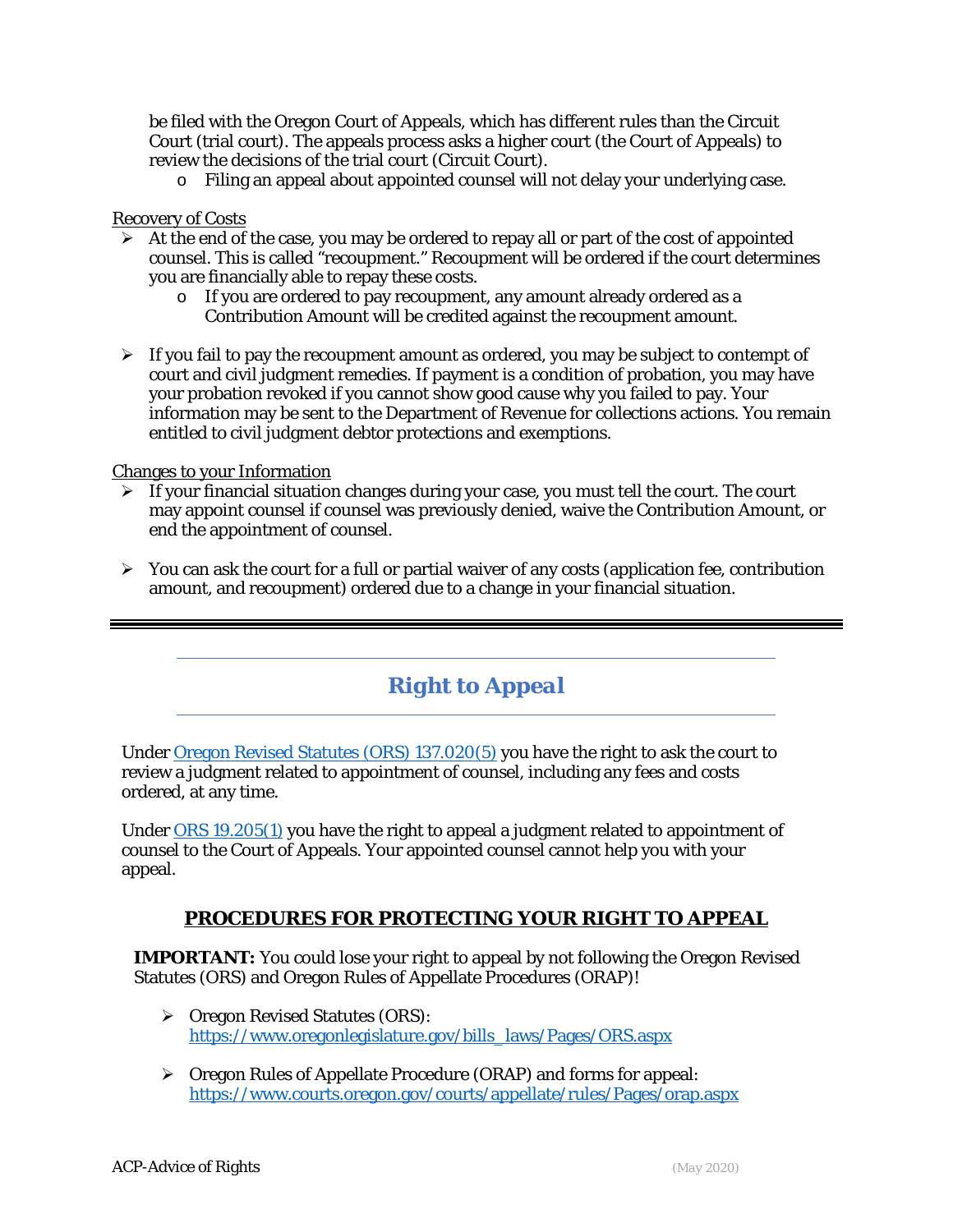be filed with the Oregon Court of Appeals, which has different rules than the Circuit Court (trial court). The appeals process asks a higher court (the Court of Appeals) to review the decisions of the trial court (Circuit Court).
  - Filing an appeal about appointed counsel will not delay your underlying case.

Recovery of Costs

- At the end of the case, you may be ordered to repay all or part of the cost of appointed counsel. This is called "recoupment." Recoupment will be ordered if the court determines you are financially able to repay these costs.
  - If you are ordered to pay recoupment, any amount already ordered as a Contribution Amount will be credited against the recoupment amount.
- If you fail to pay the recoupment amount as ordered, you may be subject to contempt of court and civil judgment remedies. If payment is a condition of probation, you may have your probation revoked if you cannot show good cause why you failed to pay. Your information may be sent to the Department of Revenue for collections actions. You remain entitled to civil judgment debtor protections and exemptions.

Changes to your Information

- If your financial situation changes during your case, you must tell the court. The court may appoint counsel if counsel was previously denied, waive the Contribution Amount, or end the appointment of counsel.
- You can ask the court for a full or partial waiver of any costs (application fee, contribution amount, and recoupment) ordered due to a change in your financial situation.

---

## Right to Appeal

Under [Oregon Revised Statutes (ORS) 137.020(5)](https://www.oregonlegislature.gov/bills_laws/Pages/ORS.aspx) you have the right to ask the court to review a judgment related to appointment of counsel, including any fees and costs ordered, at any time.

Under [ORS 19.205(1)](https://www.oregonlegislature.gov/bills_laws/Pages/ORS.aspx) you have the right to appeal a judgment related to appointment of counsel to the Court of Appeals. Your appointed counsel cannot help you with your appeal.

### PROCEDURES FOR PROTECTING YOUR RIGHT TO APPEAL

**IMPORTANT:** You could lose your right to appeal by not following the Oregon Revised Statutes (ORS) and Oregon Rules of Appellate Procedures (ORAP)!

- Oregon Revised Statutes (ORS): https://www.oregonlegislature.gov/bills_laws/Pages/ORS.aspx
- Oregon Rules of Appellate Procedure (ORAP) and forms for appeal: https://www.courts.oregon.gov/courts/appellate/rules/Pages/orap.aspx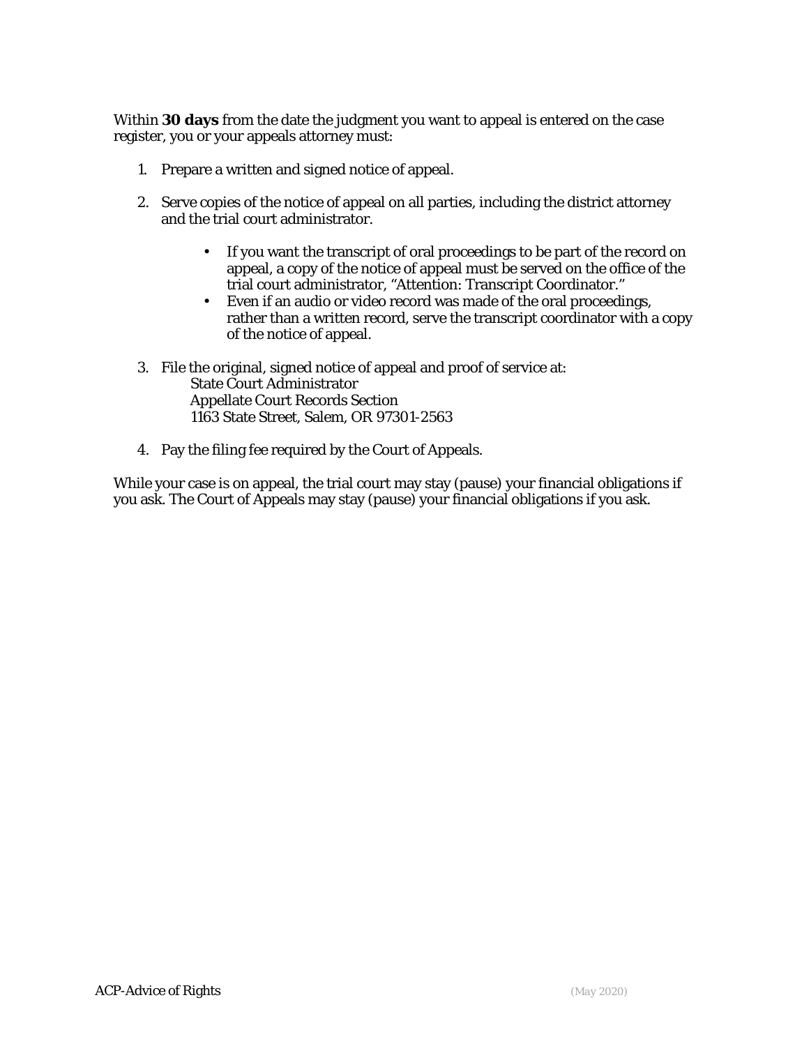Within **30 days** from the date the judgment you want to appeal is entered on the case register, you or your appeals attorney must:

1. Prepare a written and signed notice of appeal.

2. Serve copies of the notice of appeal on all parties, including the district attorney and the trial court administrator.

    - If you want the transcript of oral proceedings to be part of the record on appeal, a copy of the notice of appeal must be served on the office of the trial court administrator, "Attention: Transcript Coordinator."
    - Even if an audio or video record was made of the oral proceedings, rather than a written record, serve the transcript coordinator with a copy of the notice of appeal.

3. File the original, signed notice of appeal and proof of service at:
   State Court Administrator
   Appellate Court Records Section
   1163 State Street, Salem, OR 97301-2563

4. Pay the filing fee required by the Court of Appeals.

While your case is on appeal, the trial court may stay (pause) your financial obligations if you ask. The Court of Appeals may stay (pause) your financial obligations if you ask.